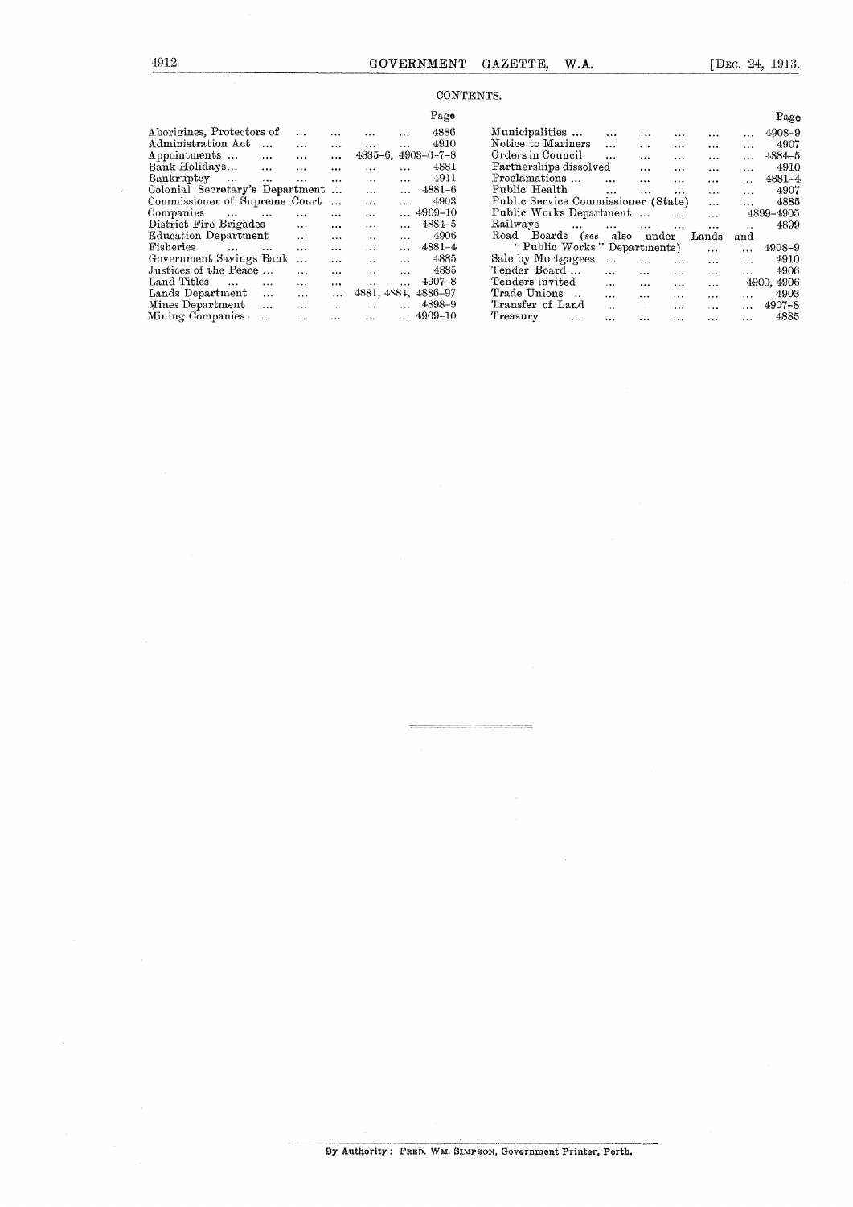## CONTENTS.

| | Page |
|---|---|
| Aborigines, Protectors of ... ... ... ... | 4886 |
| Administration Act ... ... ... ... | 4910 |
| Appointments ... ... ... ... | 4885-6, 4903-6-7-8 |
| Bank Holidays... ... ... ... ... | 4881 |
| Bankruptcy ... ... ... ... ... | 4911 |
| Colonial Secretary's Department ... ... ... | 4881-6 |
| Commissioner of Supreme Court ... ... ... | 4903 |
| Companies ... ... ... ... ... | 4909-10 |
| District Fire Brigades ... ... ... ... | 4884-5 |
| Education Department ... ... ... ... | 4906 |
| Fisheries ... ... ... ... ... | 4881-4 |
| Government Savings Bank ... ... ... ... | 4885 |
| Justices of the Peace ... ... ... ... | 4885 |
| Land Titles ... ... ... ... ... | 4907-8 |
| Lands Department ... ... ... | 4881, 4884, 4886-97 |
| Mines Department ... ... ... ... | 4898-9 |
| Mining Companies ... ... ... ... | 4909-10 |
| Municipalities ... ... ... ... ... | 4908-9 |
| Notice to Mariners ... ... ... ... | 4907 |
| Orders in Council ... ... ... ... | 4884-5 |
| Partnerships dissolved ... ... ... ... | 4910 |
| Proclamations ... ... ... ... ... | 4881-4 |
| Public Health ... ... ... ... ... | 4907 |
| Public Service Commissioner (State) ... ... | 4885 |
| Public Works Department ... ... ... | 4899-4905 |
| Railways ... ... ... ... ... | 4899 |
| Road Boards (*see* also under Lands and "Public Works" Departments) ... ... | 4908-9 |
| Sale by Mortgagees ... ... ... ... | 4910 |
| Tender Board ... ... ... ... ... | 4906 |
| Tenders invited ... ... ... ... | 4900, 4906 |
| Trade Unions ... ... ... ... ... | 4903 |
| Transfer of Land ... ... ... ... | 4907-8 |
| Treasury ... ... ... ... ... | 4885 |

---

By Authority: FRED. WM. SIMPSON, Government Printer, Perth.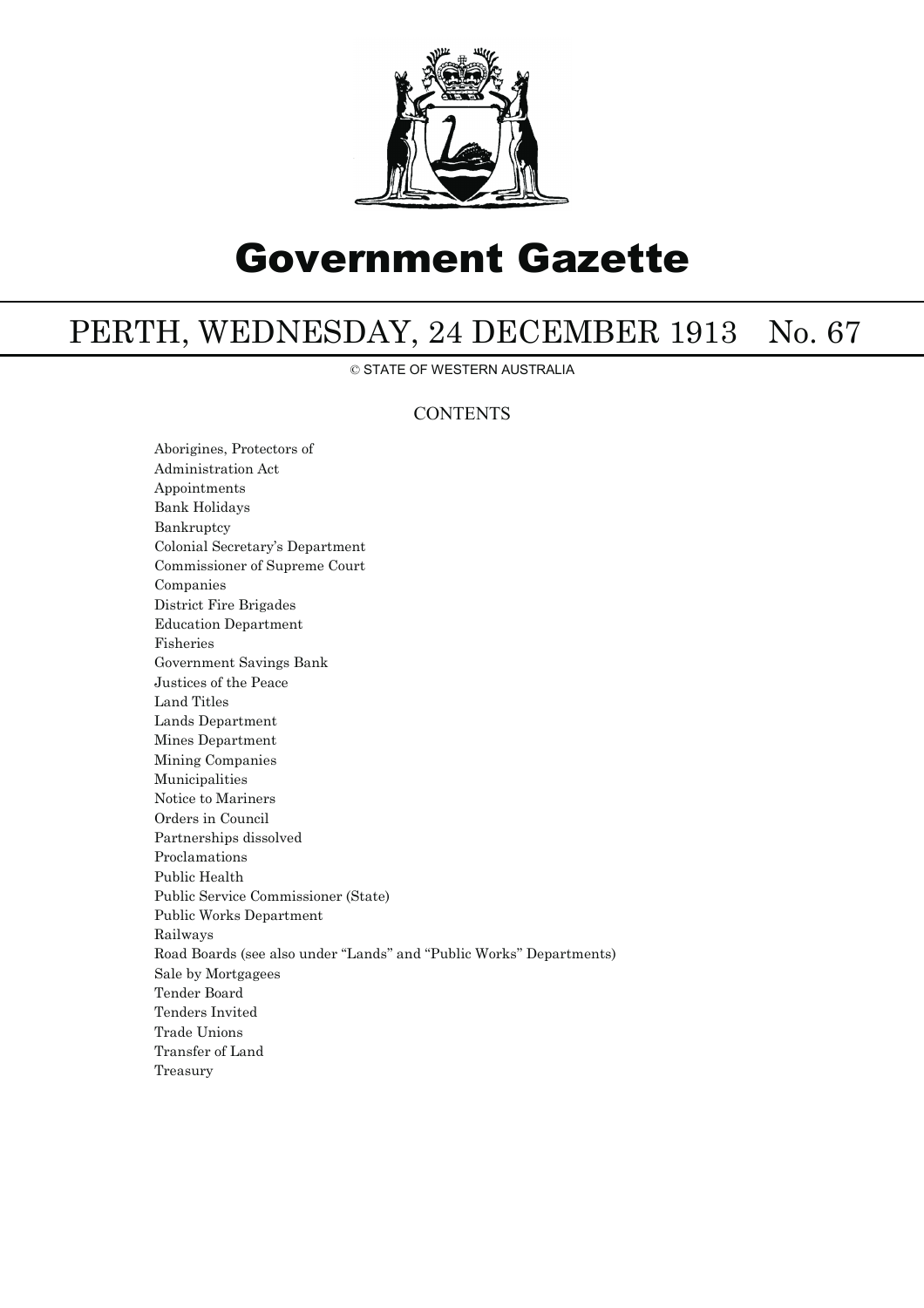# Government Gazette

## PERTH, WEDNESDAY, 24 DECEMBER 1913 No. 67

© STATE OF WESTERN AUSTRALIA

### CONTENTS

Aborigines, Protectors of
Administration Act
Appointments
Bank Holidays
Bankruptcy
Colonial Secretary's Department
Commissioner of Supreme Court
Companies
District Fire Brigades
Education Department
Fisheries
Government Savings Bank
Justices of the Peace
Land Titles
Lands Department
Mines Department
Mining Companies
Municipalities
Notice to Mariners
Orders in Council
Partnerships dissolved
Proclamations
Public Health
Public Service Commissioner (State)
Public Works Department
Railways
Road Boards (see also under "Lands" and "Public Works" Departments)
Sale by Mortgagees
Tender Board
Tenders Invited
Trade Unions
Transfer of Land
Treasury